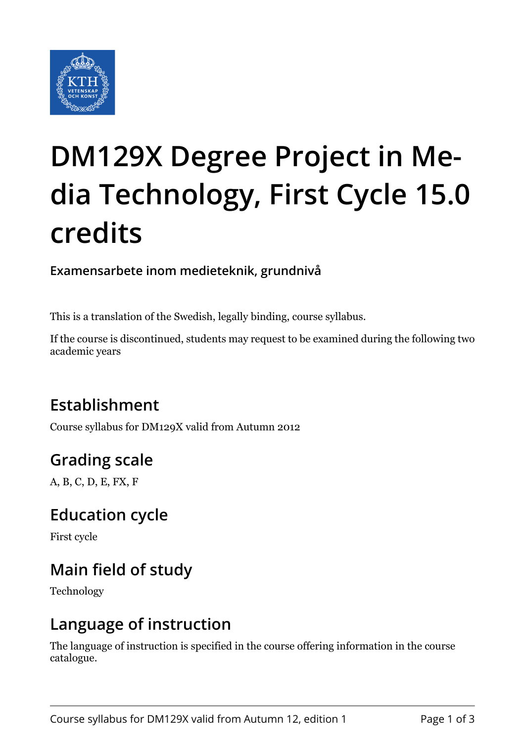# DM129X Degree Project in Media Technology, First Cycle 15.0 credits

**Examensarbete inom medieteknik, grundnivå**

This is a translation of the Swedish, legally binding, course syllabus.

If the course is discontinued, students may request to be examined during the following two academic years

## Establishment

Course syllabus for DM129X valid from Autumn 2012

## Grading scale

A, B, C, D, E, FX, F

## Education cycle

First cycle

## Main field of study

Technology

## Language of instruction

The language of instruction is specified in the course offering information in the course catalogue.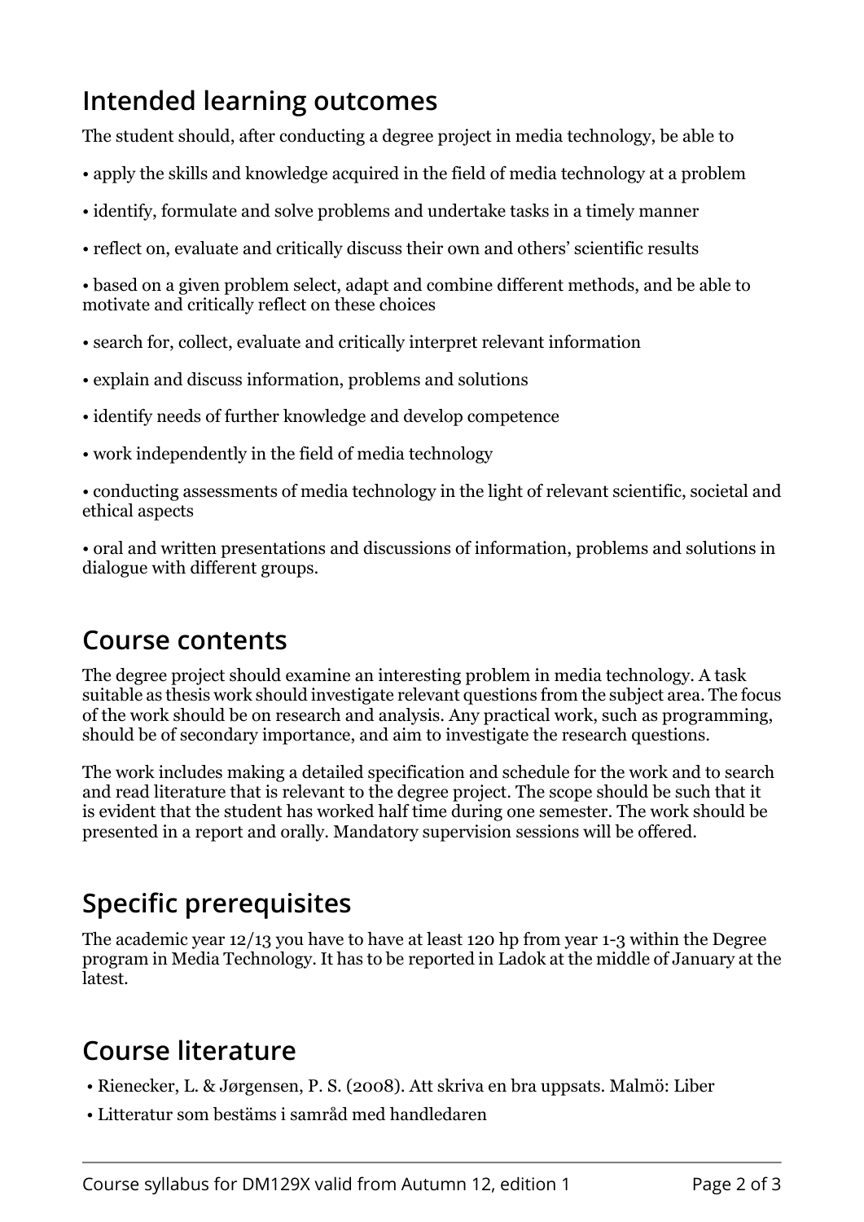## Intended learning outcomes

The student should, after conducting a degree project in media technology, be able to

- apply the skills and knowledge acquired in the field of media technology at a problem
- identify, formulate and solve problems and undertake tasks in a timely manner
- reflect on, evaluate and critically discuss their own and others' scientific results
- based on a given problem select, adapt and combine different methods, and be able to motivate and critically reflect on these choices
- search for, collect, evaluate and critically interpret relevant information
- explain and discuss information, problems and solutions
- identify needs of further knowledge and develop competence
- work independently in the field of media technology
- conducting assessments of media technology in the light of relevant scientific, societal and ethical aspects
- oral and written presentations and discussions of information, problems and solutions in dialogue with different groups.

## Course contents

The degree project should examine an interesting problem in media technology. A task suitable as thesis work should investigate relevant questions from the subject area. The focus of the work should be on research and analysis. Any practical work, such as programming, should be of secondary importance, and aim to investigate the research questions.

The work includes making a detailed specification and schedule for the work and to search and read literature that is relevant to the degree project. The scope should be such that it is evident that the student has worked half time during one semester. The work should be presented in a report and orally. Mandatory supervision sessions will be offered.

## Specific prerequisites

The academic year 12/13 you have to have at least 120 hp from year 1-3 within the Degree program in Media Technology. It has to be reported in Ladok at the middle of January at the latest.

## Course literature

- Rienecker, L. & Jørgensen, P. S. (2008). Att skriva en bra uppsats. Malmö: Liber
- Litteratur som bestäms i samråd med handledaren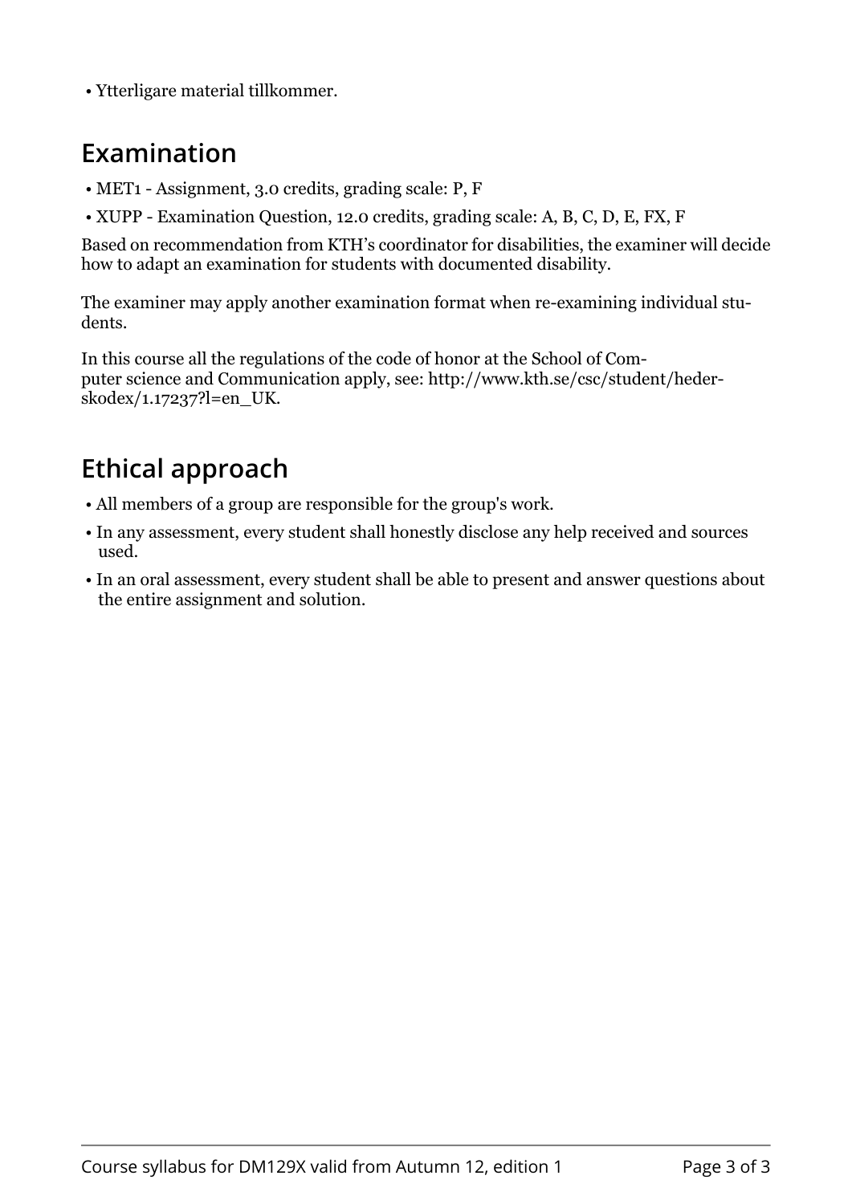- Ytterligare material tillkommer.

## Examination

- MET1 - Assignment, 3.0 credits, grading scale: P, F
- XUPP - Examination Question, 12.0 credits, grading scale: A, B, C, D, E, FX, F

Based on recommendation from KTH's coordinator for disabilities, the examiner will decide how to adapt an examination for students with documented disability.

The examiner may apply another examination format when re-examining individual students.

In this course all the regulations of the code of honor at the School of Computer science and Communication apply, see: http://www.kth.se/csc/student/hederskodex/1.17237?l=en_UK.

## Ethical approach

- All members of a group are responsible for the group's work.
- In any assessment, every student shall honestly disclose any help received and sources used.
- In an oral assessment, every student shall be able to present and answer questions about the entire assignment and solution.